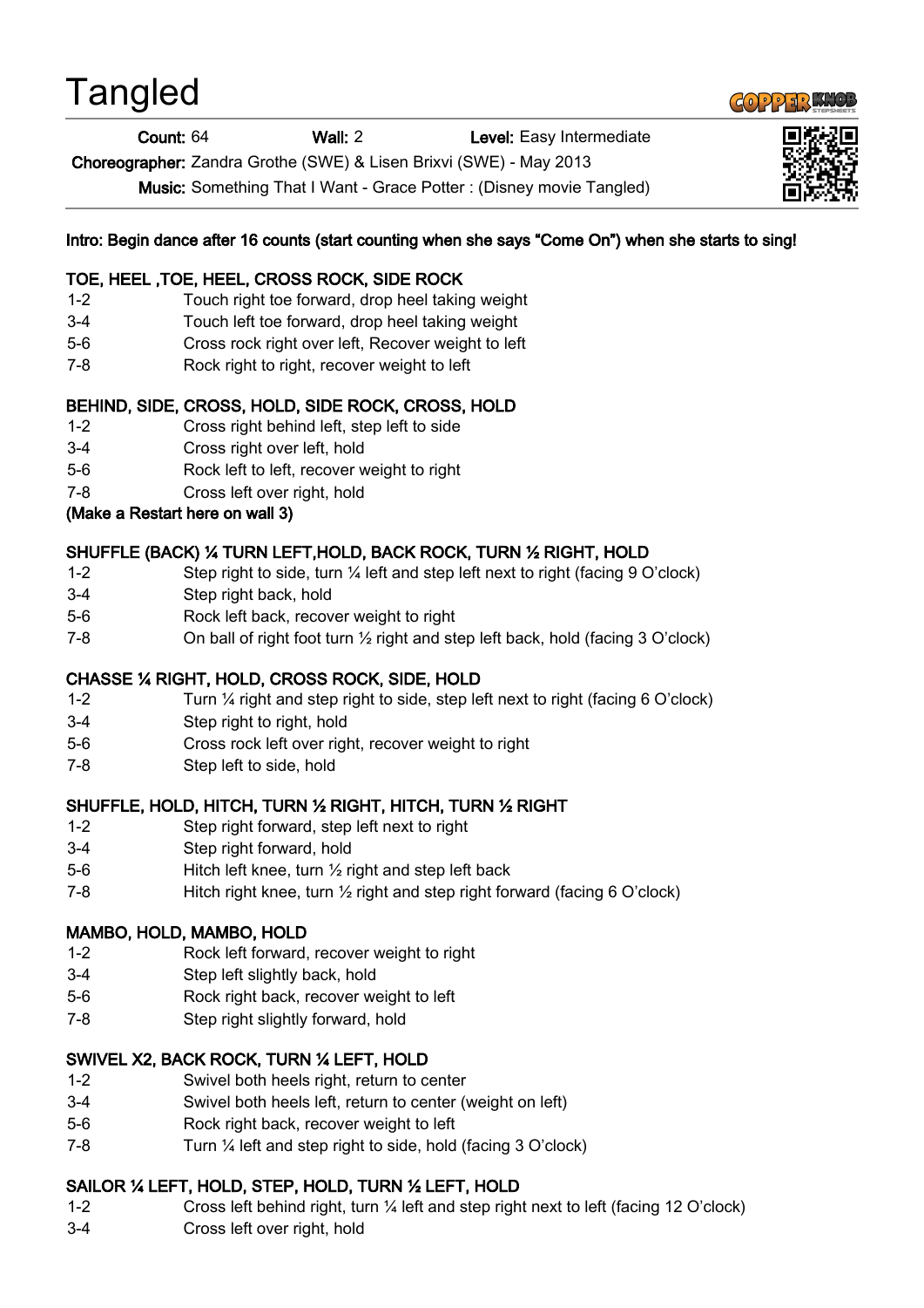# Tangled

**Count:** 64 **Wall:** 2 **Level:** Easy Intermediate

**Choreographer:** Zandra Grothe (SWE) & Lisen Brixvi (SWE) - May 2013

**Music:** Something That I Want - Grace Potter : (Disney movie Tangled)

**Intro: Begin dance after 16 counts (start counting when she says "Come On") when she starts to sing!**

**TOE, HEEL ,TOE, HEEL, CROSS ROCK, SIDE ROCK**

| | |
|---|---|
| 1-2 | Touch right toe forward, drop heel taking weight |
| 3-4 | Touch left toe forward, drop heel taking weight |
| 5-6 | Cross rock right over left, Recover weight to left |
| 7-8 | Rock right to right, recover weight to left |

**BEHIND, SIDE, CROSS, HOLD, SIDE ROCK, CROSS, HOLD**

| | |
|---|---|
| 1-2 | Cross right behind left, step left to side |
| 3-4 | Cross right over left, hold |
| 5-6 | Rock left to left, recover weight to right |
| 7-8 | Cross left over right, hold |

**(Make a Restart here on wall 3)**

**SHUFFLE (BACK) ¼ TURN LEFT,HOLD, BACK ROCK, TURN ½ RIGHT, HOLD**

| | |
|---|---|
| 1-2 | Step right to side, turn ¼ left and step left next to right (facing 9 O'clock) |
| 3-4 | Step right back, hold |
| 5-6 | Rock left back, recover weight to right |
| 7-8 | On ball of right foot turn ½ right and step left back, hold (facing 3 O'clock) |

**CHASSE ¼ RIGHT, HOLD, CROSS ROCK, SIDE, HOLD**

| | |
|---|---|
| 1-2 | Turn ¼ right and step right to side, step left next to right (facing 6 O'clock) |
| 3-4 | Step right to right, hold |
| 5-6 | Cross rock left over right, recover weight to right |
| 7-8 | Step left to side, hold |

**SHUFFLE, HOLD, HITCH, TURN ½ RIGHT, HITCH, TURN ½ RIGHT**

| | |
|---|---|
| 1-2 | Step right forward, step left next to right |
| 3-4 | Step right forward, hold |
| 5-6 | Hitch left knee, turn ½ right and step left back |
| 7-8 | Hitch right knee, turn ½ right and step right forward (facing 6 O'clock) |

**MAMBO, HOLD, MAMBO, HOLD**

| | |
|---|---|
| 1-2 | Rock left forward, recover weight to right |
| 3-4 | Step left slightly back, hold |
| 5-6 | Rock right back, recover weight to left |
| 7-8 | Step right slightly forward, hold |

**SWIVEL X2, BACK ROCK, TURN ¼ LEFT, HOLD**

| | |
|---|---|
| 1-2 | Swivel both heels right, return to center |
| 3-4 | Swivel both heels left, return to center (weight on left) |
| 5-6 | Rock right back, recover weight to left |
| 7-8 | Turn ¼ left and step right to side, hold (facing 3 O'clock) |

**SAILOR ¼ LEFT, HOLD, STEP, HOLD, TURN ½ LEFT, HOLD**

| | |
|---|---|
| 1-2 | Cross left behind right, turn ¼ left and step right next to left (facing 12 O'clock) |
| 3-4 | Cross left over right, hold |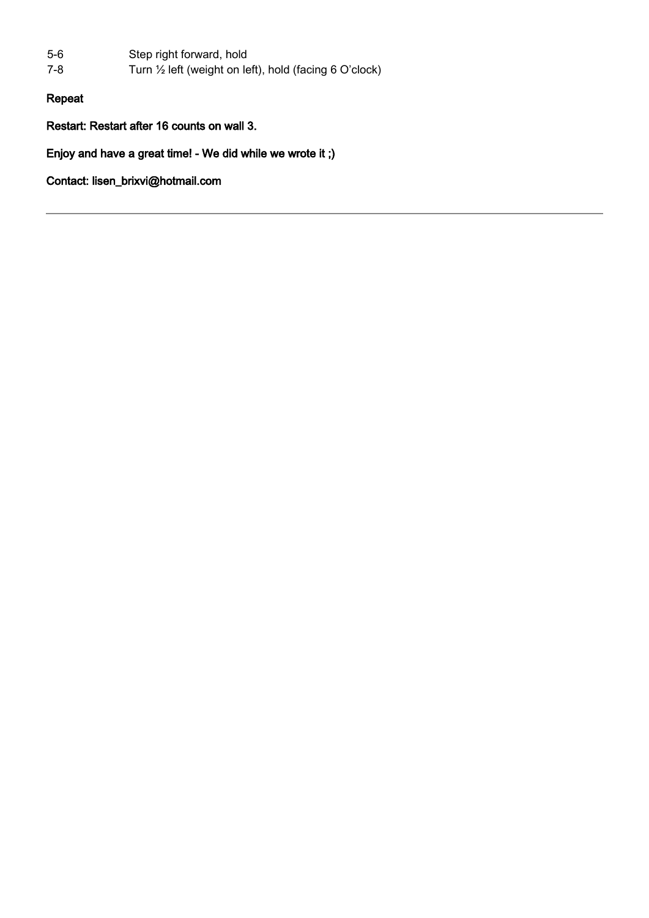| | |
|---|---|
| 5-6 | Step right forward, hold |
| 7-8 | Turn ½ left (weight on left), hold (facing 6 O'clock) |

**Repeat**

**Restart: Restart after 16 counts on wall 3.**

**Enjoy and have a great time! - We did while we wrote it ;)**

**Contact: lisen_brixvi@hotmail.com**

---